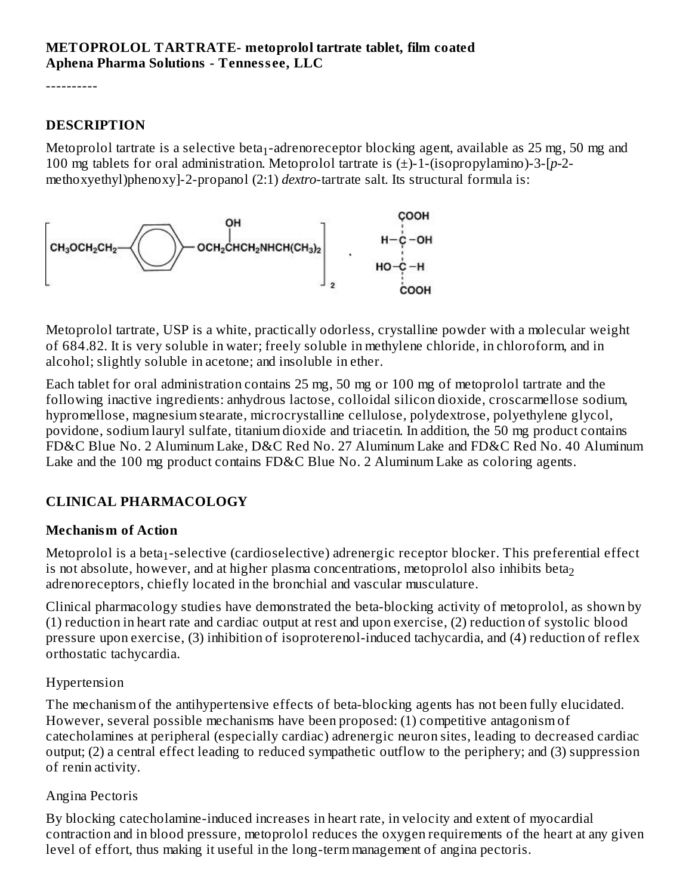**METOPROLOL TARTRATE- metoprolol tartrate tablet, film coated**
**Aphena Pharma Solutions - Tennessee, LLC**

----------

## DESCRIPTION

Metoprolol tartrate is a selective beta$_1$-adrenoreceptor blocking agent, available as 25 mg, 50 mg and 100 mg tablets for oral administration. Metoprolol tartrate is (±)-1-(isopropylamino)-3-[*p*-2-methoxyethyl)phenoxy]-2-propanol (2:1) *dextro*-tartrate salt. Its structural formula is:

$$\left[ CH_3OCH_2CH_2-C_6H_4-OCH_2CH(OH)CH_2NHCH(CH_3)_2 \right]_2 \cdot HOOC-CH(OH)-CH(OH)-COOH$$

Metoprolol tartrate, USP is a white, practically odorless, crystalline powder with a molecular weight of 684.82. It is very soluble in water; freely soluble in methylene chloride, in chloroform, and in alcohol; slightly soluble in acetone; and insoluble in ether.

Each tablet for oral administration contains 25 mg, 50 mg or 100 mg of metoprolol tartrate and the following inactive ingredients: anhydrous lactose, colloidal silicon dioxide, croscarmellose sodium, hypromellose, magnesium stearate, microcrystalline cellulose, polydextrose, polyethylene glycol, povidone, sodium lauryl sulfate, titanium dioxide and triacetin. In addition, the 50 mg product contains FD&C Blue No. 2 Aluminum Lake, D&C Red No. 27 Aluminum Lake and FD&C Red No. 40 Aluminum Lake and the 100 mg product contains FD&C Blue No. 2 Aluminum Lake as coloring agents.

## CLINICAL PHARMACOLOGY

### Mechanism of Action

Metoprolol is a beta$_1$-selective (cardioselective) adrenergic receptor blocker. This preferential effect is not absolute, however, and at higher plasma concentrations, metoprolol also inhibits beta$_2$ adrenoreceptors, chiefly located in the bronchial and vascular musculature.

Clinical pharmacology studies have demonstrated the beta-blocking activity of metoprolol, as shown by (1) reduction in heart rate and cardiac output at rest and upon exercise, (2) reduction of systolic blood pressure upon exercise, (3) inhibition of isoproterenol-induced tachycardia, and (4) reduction of reflex orthostatic tachycardia.

Hypertension

The mechanism of the antihypertensive effects of beta-blocking agents has not been fully elucidated. However, several possible mechanisms have been proposed: (1) competitive antagonism of catecholamines at peripheral (especially cardiac) adrenergic neuron sites, leading to decreased cardiac output; (2) a central effect leading to reduced sympathetic outflow to the periphery; and (3) suppression of renin activity.

Angina Pectoris

By blocking catecholamine-induced increases in heart rate, in velocity and extent of myocardial contraction and in blood pressure, metoprolol reduces the oxygen requirements of the heart at any given level of effort, thus making it useful in the long-term management of angina pectoris.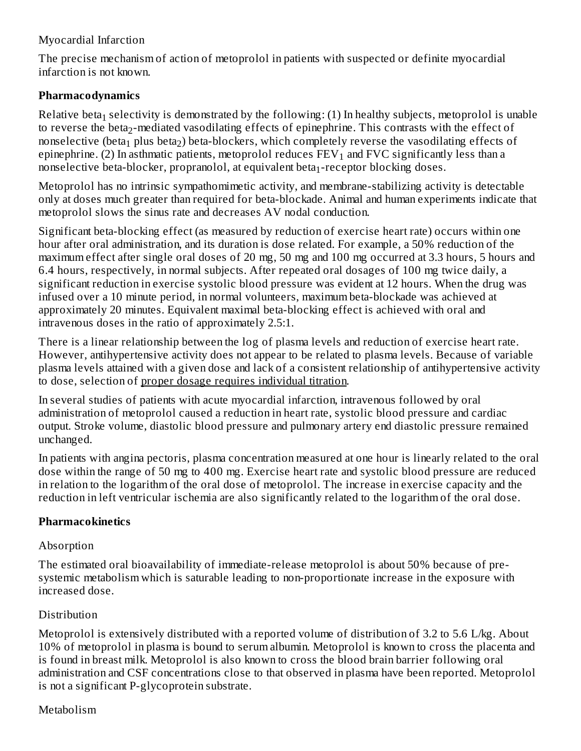Myocardial Infarction

The precise mechanism of action of metoprolol in patients with suspected or definite myocardial infarction is not known.

**Pharmacodynamics**

Relative $beta_1$ selectivity is demonstrated by the following: (1) In healthy subjects, metoprolol is unable to reverse the $beta_2$-mediated vasodilating effects of epinephrine. This contrasts with the effect of nonselective ($beta_1$ plus $beta_2$) beta-blockers, which completely reverse the vasodilating effects of epinephrine. (2) In asthmatic patients, metoprolol reduces $FEV_1$ and FVC significantly less than a nonselective beta-blocker, propranolol, at equivalent $beta_1$-receptor blocking doses.

Metoprolol has no intrinsic sympathomimetic activity, and membrane-stabilizing activity is detectable only at doses much greater than required for beta-blockade. Animal and human experiments indicate that metoprolol slows the sinus rate and decreases AV nodal conduction.

Significant beta-blocking effect (as measured by reduction of exercise heart rate) occurs within one hour after oral administration, and its duration is dose related. For example, a 50% reduction of the maximum effect after single oral doses of 20 mg, 50 mg and 100 mg occurred at 3.3 hours, 5 hours and 6.4 hours, respectively, in normal subjects. After repeated oral dosages of 100 mg twice daily, a significant reduction in exercise systolic blood pressure was evident at 12 hours. When the drug was infused over a 10 minute period, in normal volunteers, maximum beta-blockade was achieved at approximately 20 minutes. Equivalent maximal beta-blocking effect is achieved with oral and intravenous doses in the ratio of approximately 2.5:1.

There is a linear relationship between the log of plasma levels and reduction of exercise heart rate. However, antihypertensive activity does not appear to be related to plasma levels. Because of variable plasma levels attained with a given dose and lack of a consistent relationship of antihypertensive activity to dose, selection of proper dosage requires individual titration.

In several studies of patients with acute myocardial infarction, intravenous followed by oral administration of metoprolol caused a reduction in heart rate, systolic blood pressure and cardiac output. Stroke volume, diastolic blood pressure and pulmonary artery end diastolic pressure remained unchanged.

In patients with angina pectoris, plasma concentration measured at one hour is linearly related to the oral dose within the range of 50 mg to 400 mg. Exercise heart rate and systolic blood pressure are reduced in relation to the logarithm of the oral dose of metoprolol. The increase in exercise capacity and the reduction in left ventricular ischemia are also significantly related to the logarithm of the oral dose.

**Pharmacokinetics**

Absorption

The estimated oral bioavailability of immediate-release metoprolol is about 50% because of pre-systemic metabolism which is saturable leading to non-proportionate increase in the exposure with increased dose.

Distribution

Metoprolol is extensively distributed with a reported volume of distribution of 3.2 to 5.6 L/kg. About 10% of metoprolol in plasma is bound to serum albumin. Metoprolol is known to cross the placenta and is found in breast milk. Metoprolol is also known to cross the blood brain barrier following oral administration and CSF concentrations close to that observed in plasma have been reported. Metoprolol is not a significant P-glycoprotein substrate.

Metabolism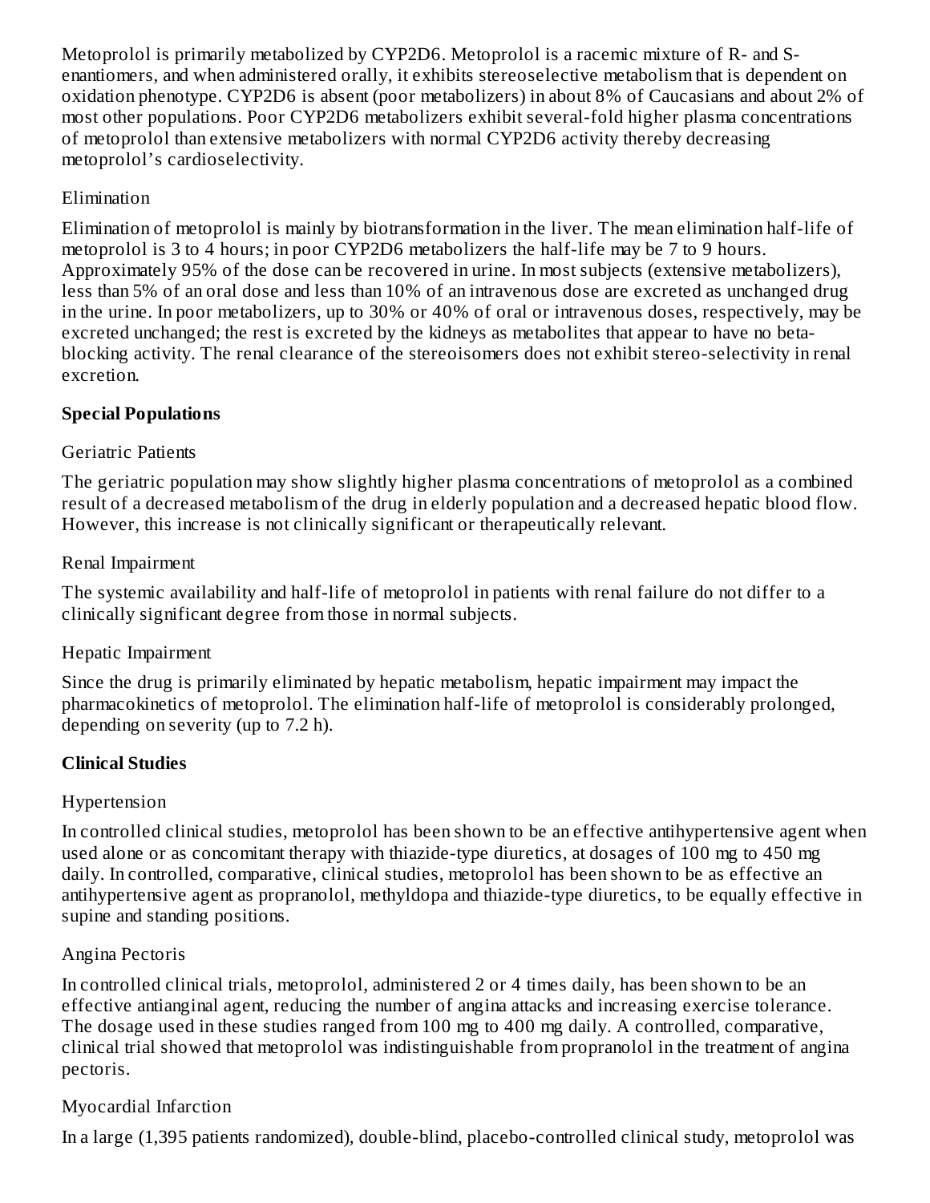Metoprolol is primarily metabolized by CYP2D6. Metoprolol is a racemic mixture of R- and S-enantiomers, and when administered orally, it exhibits stereoselective metabolism that is dependent on oxidation phenotype. CYP2D6 is absent (poor metabolizers) in about 8% of Caucasians and about 2% of most other populations. Poor CYP2D6 metabolizers exhibit several-fold higher plasma concentrations of metoprolol than extensive metabolizers with normal CYP2D6 activity thereby decreasing metoprolol's cardioselectivity.

Elimination

Elimination of metoprolol is mainly by biotransformation in the liver. The mean elimination half-life of metoprolol is 3 to 4 hours; in poor CYP2D6 metabolizers the half-life may be 7 to 9 hours. Approximately 95% of the dose can be recovered in urine. In most subjects (extensive metabolizers), less than 5% of an oral dose and less than 10% of an intravenous dose are excreted as unchanged drug in the urine. In poor metabolizers, up to 30% or 40% of oral or intravenous doses, respectively, may be excreted unchanged; the rest is excreted by the kidneys as metabolites that appear to have no beta-blocking activity. The renal clearance of the stereoisomers does not exhibit stereo-selectivity in renal excretion.

**Special Populations**

Geriatric Patients

The geriatric population may show slightly higher plasma concentrations of metoprolol as a combined result of a decreased metabolism of the drug in elderly population and a decreased hepatic blood flow. However, this increase is not clinically significant or therapeutically relevant.

Renal Impairment

The systemic availability and half-life of metoprolol in patients with renal failure do not differ to a clinically significant degree from those in normal subjects.

Hepatic Impairment

Since the drug is primarily eliminated by hepatic metabolism, hepatic impairment may impact the pharmacokinetics of metoprolol. The elimination half-life of metoprolol is considerably prolonged, depending on severity (up to 7.2 h).

**Clinical Studies**

Hypertension

In controlled clinical studies, metoprolol has been shown to be an effective antihypertensive agent when used alone or as concomitant therapy with thiazide-type diuretics, at dosages of 100 mg to 450 mg daily. In controlled, comparative, clinical studies, metoprolol has been shown to be as effective an antihypertensive agent as propranolol, methyldopa and thiazide-type diuretics, to be equally effective in supine and standing positions.

Angina Pectoris

In controlled clinical trials, metoprolol, administered 2 or 4 times daily, has been shown to be an effective antianginal agent, reducing the number of angina attacks and increasing exercise tolerance. The dosage used in these studies ranged from 100 mg to 400 mg daily. A controlled, comparative, clinical trial showed that metoprolol was indistinguishable from propranolol in the treatment of angina pectoris.

Myocardial Infarction

In a large (1,395 patients randomized), double-blind, placebo-controlled clinical study, metoprolol was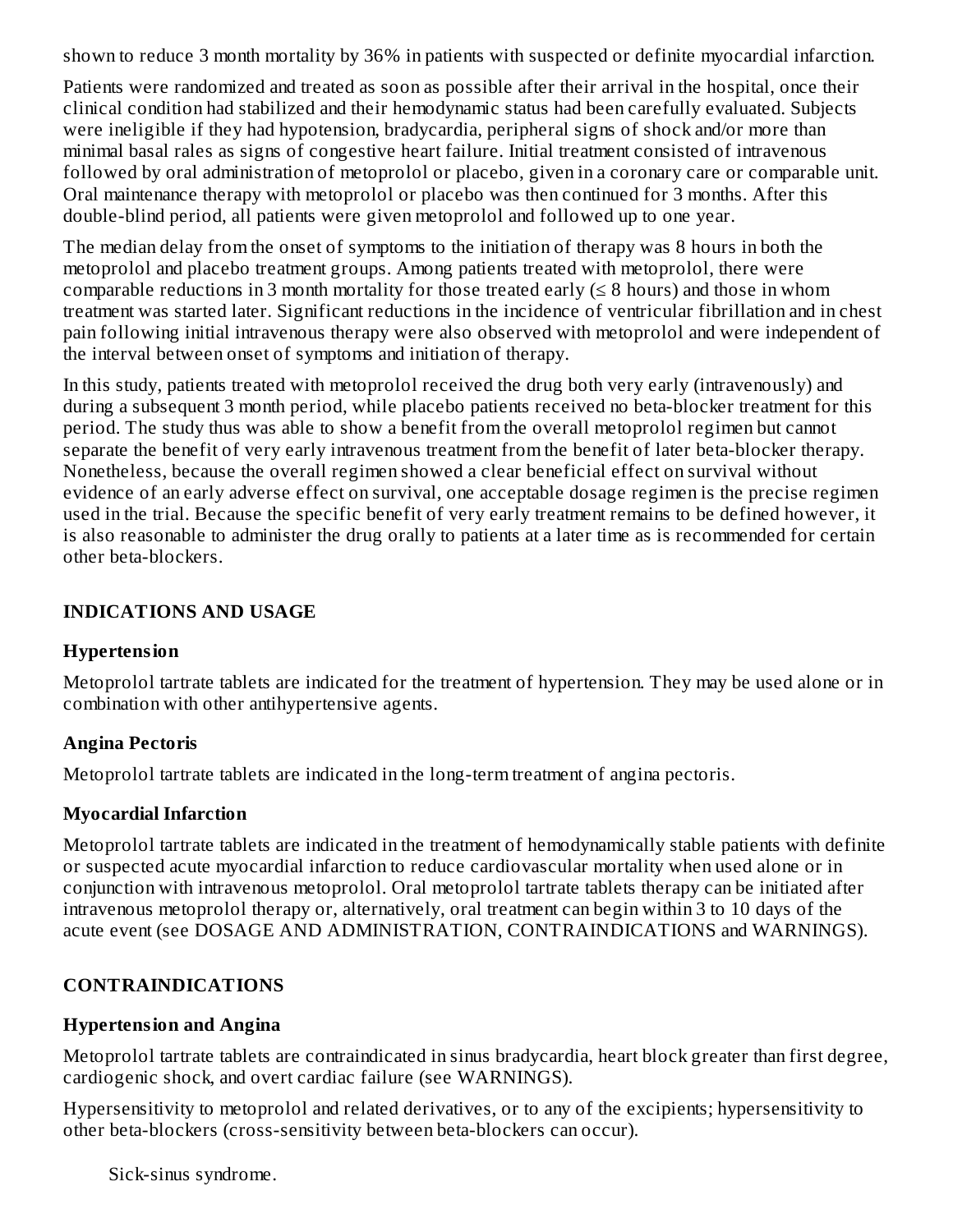shown to reduce 3 month mortality by 36% in patients with suspected or definite myocardial infarction.

Patients were randomized and treated as soon as possible after their arrival in the hospital, once their clinical condition had stabilized and their hemodynamic status had been carefully evaluated. Subjects were ineligible if they had hypotension, bradycardia, peripheral signs of shock and/or more than minimal basal rales as signs of congestive heart failure. Initial treatment consisted of intravenous followed by oral administration of metoprolol or placebo, given in a coronary care or comparable unit. Oral maintenance therapy with metoprolol or placebo was then continued for 3 months. After this double-blind period, all patients were given metoprolol and followed up to one year.

The median delay from the onset of symptoms to the initiation of therapy was 8 hours in both the metoprolol and placebo treatment groups. Among patients treated with metoprolol, there were comparable reductions in 3 month mortality for those treated early (≤ 8 hours) and those in whom treatment was started later. Significant reductions in the incidence of ventricular fibrillation and in chest pain following initial intravenous therapy were also observed with metoprolol and were independent of the interval between onset of symptoms and initiation of therapy.

In this study, patients treated with metoprolol received the drug both very early (intravenously) and during a subsequent 3 month period, while placebo patients received no beta-blocker treatment for this period. The study thus was able to show a benefit from the overall metoprolol regimen but cannot separate the benefit of very early intravenous treatment from the benefit of later beta-blocker therapy. Nonetheless, because the overall regimen showed a clear beneficial effect on survival without evidence of an early adverse effect on survival, one acceptable dosage regimen is the precise regimen used in the trial. Because the specific benefit of very early treatment remains to be defined however, it is also reasonable to administer the drug orally to patients at a later time as is recommended for certain other beta-blockers.

## INDICATIONS AND USAGE

### Hypertension

Metoprolol tartrate tablets are indicated for the treatment of hypertension. They may be used alone or in combination with other antihypertensive agents.

### Angina Pectoris

Metoprolol tartrate tablets are indicated in the long-term treatment of angina pectoris.

### Myocardial Infarction

Metoprolol tartrate tablets are indicated in the treatment of hemodynamically stable patients with definite or suspected acute myocardial infarction to reduce cardiovascular mortality when used alone or in conjunction with intravenous metoprolol. Oral metoprolol tartrate tablets therapy can be initiated after intravenous metoprolol therapy or, alternatively, oral treatment can begin within 3 to 10 days of the acute event (see DOSAGE AND ADMINISTRATION, CONTRAINDICATIONS and WARNINGS).

## CONTRAINDICATIONS

### Hypertension and Angina

Metoprolol tartrate tablets are contraindicated in sinus bradycardia, heart block greater than first degree, cardiogenic shock, and overt cardiac failure (see WARNINGS).

Hypersensitivity to metoprolol and related derivatives, or to any of the excipients; hypersensitivity to other beta-blockers (cross-sensitivity between beta-blockers can occur).

Sick-sinus syndrome.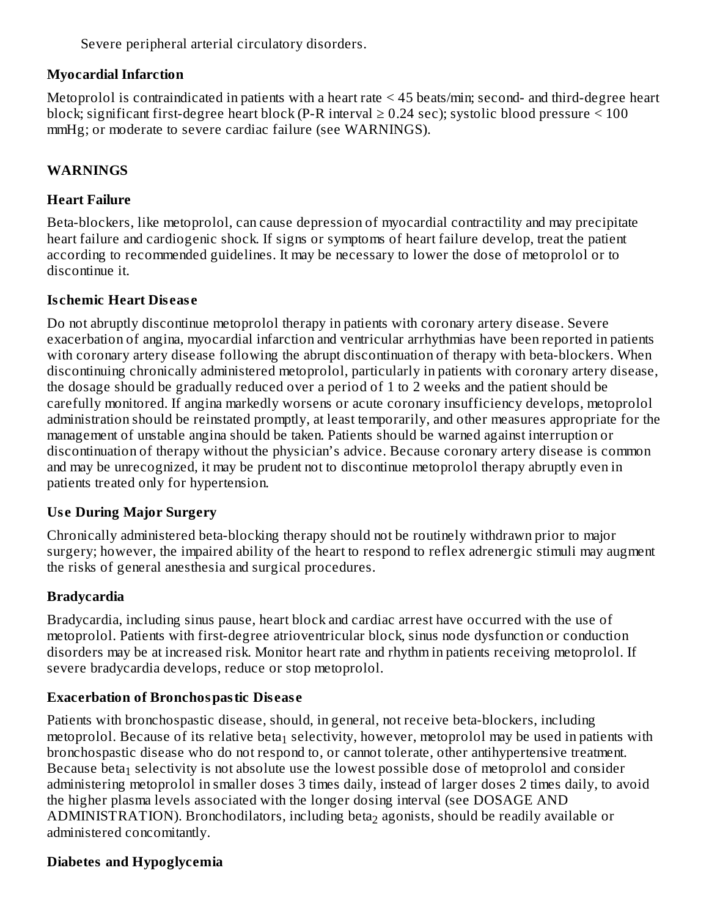Severe peripheral arterial circulatory disorders.

**Myocardial Infarction**

Metoprolol is contraindicated in patients with a heart rate < 45 beats/min; second- and third-degree heart block; significant first-degree heart block (P-R interval ≥ 0.24 sec); systolic blood pressure < 100 mmHg; or moderate to severe cardiac failure (see WARNINGS).

## WARNINGS

**Heart Failure**

Beta-blockers, like metoprolol, can cause depression of myocardial contractility and may precipitate heart failure and cardiogenic shock. If signs or symptoms of heart failure develop, treat the patient according to recommended guidelines. It may be necessary to lower the dose of metoprolol or to discontinue it.

**Ischemic Heart Disease**

Do not abruptly discontinue metoprolol therapy in patients with coronary artery disease. Severe exacerbation of angina, myocardial infarction and ventricular arrhythmias have been reported in patients with coronary artery disease following the abrupt discontinuation of therapy with beta-blockers. When discontinuing chronically administered metoprolol, particularly in patients with coronary artery disease, the dosage should be gradually reduced over a period of 1 to 2 weeks and the patient should be carefully monitored. If angina markedly worsens or acute coronary insufficiency develops, metoprolol administration should be reinstated promptly, at least temporarily, and other measures appropriate for the management of unstable angina should be taken. Patients should be warned against interruption or discontinuation of therapy without the physician's advice. Because coronary artery disease is common and may be unrecognized, it may be prudent not to discontinue metoprolol therapy abruptly even in patients treated only for hypertension.

**Use During Major Surgery**

Chronically administered beta-blocking therapy should not be routinely withdrawn prior to major surgery; however, the impaired ability of the heart to respond to reflex adrenergic stimuli may augment the risks of general anesthesia and surgical procedures.

**Bradycardia**

Bradycardia, including sinus pause, heart block and cardiac arrest have occurred with the use of metoprolol. Patients with first-degree atrioventricular block, sinus node dysfunction or conduction disorders may be at increased risk. Monitor heart rate and rhythm in patients receiving metoprolol. If severe bradycardia develops, reduce or stop metoprolol.

**Exacerbation of Bronchospastic Disease**

Patients with bronchospastic disease, should, in general, not receive beta-blockers, including metoprolol. Because of its relative $beta_1$ selectivity, however, metoprolol may be used in patients with bronchospastic disease who do not respond to, or cannot tolerate, other antihypertensive treatment. Because $beta_1$ selectivity is not absolute use the lowest possible dose of metoprolol and consider administering metoprolol in smaller doses 3 times daily, instead of larger doses 2 times daily, to avoid the higher plasma levels associated with the longer dosing interval (see DOSAGE AND ADMINISTRATION). Bronchodilators, including $beta_2$ agonists, should be readily available or administered concomitantly.

**Diabetes and Hypoglycemia**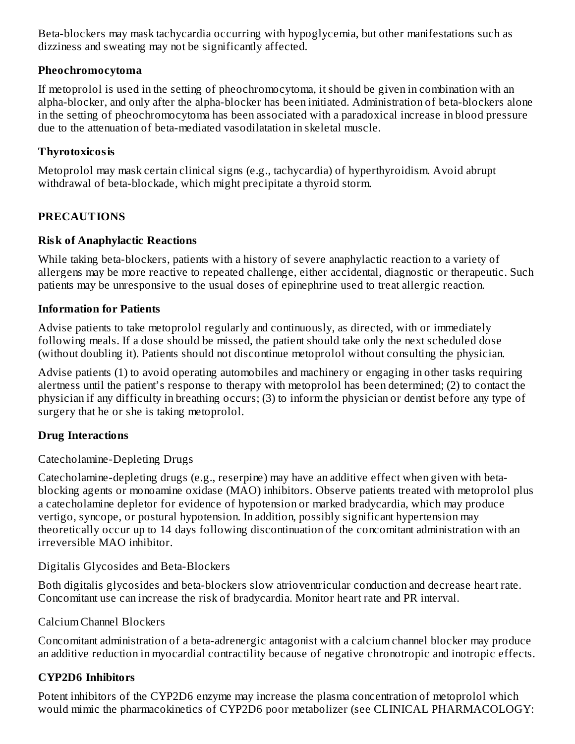Beta-blockers may mask tachycardia occurring with hypoglycemia, but other manifestations such as dizziness and sweating may not be significantly affected.

**Pheochromocytoma**

If metoprolol is used in the setting of pheochromocytoma, it should be given in combination with an alpha-blocker, and only after the alpha-blocker has been initiated. Administration of beta-blockers alone in the setting of pheochromocytoma has been associated with a paradoxical increase in blood pressure due to the attenuation of beta-mediated vasodilatation in skeletal muscle.

**Thyrotoxicosis**

Metoprolol may mask certain clinical signs (e.g., tachycardia) of hyperthyroidism. Avoid abrupt withdrawal of beta-blockade, which might precipitate a thyroid storm.

## PRECAUTIONS

**Risk of Anaphylactic Reactions**

While taking beta-blockers, patients with a history of severe anaphylactic reaction to a variety of allergens may be more reactive to repeated challenge, either accidental, diagnostic or therapeutic. Such patients may be unresponsive to the usual doses of epinephrine used to treat allergic reaction.

**Information for Patients**

Advise patients to take metoprolol regularly and continuously, as directed, with or immediately following meals. If a dose should be missed, the patient should take only the next scheduled dose (without doubling it). Patients should not discontinue metoprolol without consulting the physician.

Advise patients (1) to avoid operating automobiles and machinery or engaging in other tasks requiring alertness until the patient's response to therapy with metoprolol has been determined; (2) to contact the physician if any difficulty in breathing occurs; (3) to inform the physician or dentist before any type of surgery that he or she is taking metoprolol.

**Drug Interactions**

Catecholamine-Depleting Drugs

Catecholamine-depleting drugs (e.g., reserpine) may have an additive effect when given with beta-blocking agents or monoamine oxidase (MAO) inhibitors. Observe patients treated with metoprolol plus a catecholamine depletor for evidence of hypotension or marked bradycardia, which may produce vertigo, syncope, or postural hypotension. In addition, possibly significant hypertension may theoretically occur up to 14 days following discontinuation of the concomitant administration with an irreversible MAO inhibitor.

Digitalis Glycosides and Beta-Blockers

Both digitalis glycosides and beta-blockers slow atrioventricular conduction and decrease heart rate. Concomitant use can increase the risk of bradycardia. Monitor heart rate and PR interval.

Calcium Channel Blockers

Concomitant administration of a beta-adrenergic antagonist with a calcium channel blocker may produce an additive reduction in myocardial contractility because of negative chronotropic and inotropic effects.

**CYP2D6 Inhibitors**

Potent inhibitors of the CYP2D6 enzyme may increase the plasma concentration of metoprolol which would mimic the pharmacokinetics of CYP2D6 poor metabolizer (see CLINICAL PHARMACOLOGY: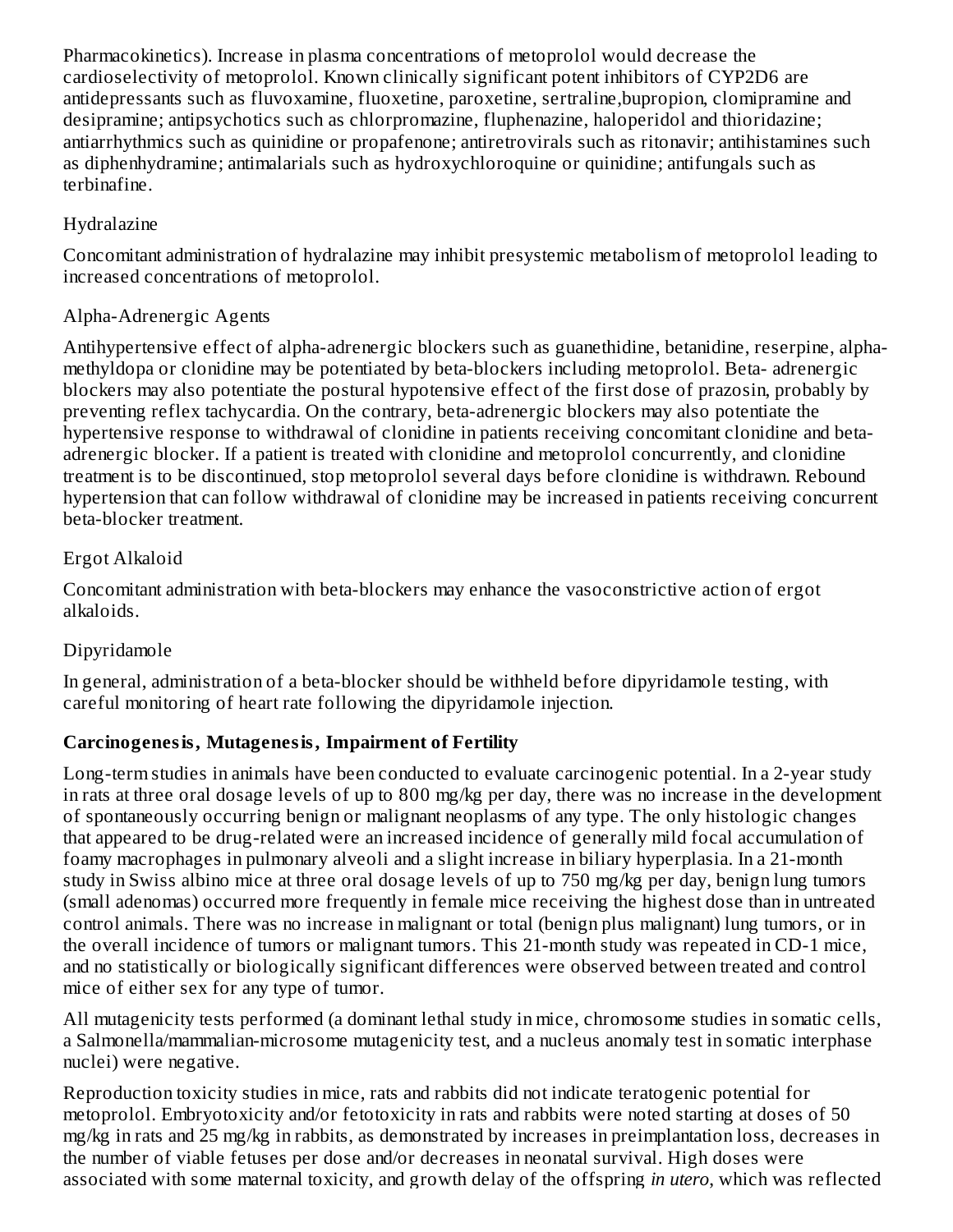Pharmacokinetics). Increase in plasma concentrations of metoprolol would decrease the cardioselectivity of metoprolol. Known clinically significant potent inhibitors of CYP2D6 are antidepressants such as fluvoxamine, fluoxetine, paroxetine, sertraline,bupropion, clomipramine and desipramine; antipsychotics such as chlorpromazine, fluphenazine, haloperidol and thioridazine; antiarrhythmics such as quinidine or propafenone; antiretrovirals such as ritonavir; antihistamines such as diphenhydramine; antimalarials such as hydroxychloroquine or quinidine; antifungals such as terbinafine.

Hydralazine

Concomitant administration of hydralazine may inhibit presystemic metabolism of metoprolol leading to increased concentrations of metoprolol.

Alpha-Adrenergic Agents

Antihypertensive effect of alpha-adrenergic blockers such as guanethidine, betanidine, reserpine, alpha-methyldopa or clonidine may be potentiated by beta-blockers including metoprolol. Beta- adrenergic blockers may also potentiate the postural hypotensive effect of the first dose of prazosin, probably by preventing reflex tachycardia. On the contrary, beta-adrenergic blockers may also potentiate the hypertensive response to withdrawal of clonidine in patients receiving concomitant clonidine and beta-adrenergic blocker. If a patient is treated with clonidine and metoprolol concurrently, and clonidine treatment is to be discontinued, stop metoprolol several days before clonidine is withdrawn. Rebound hypertension that can follow withdrawal of clonidine may be increased in patients receiving concurrent beta-blocker treatment.

Ergot Alkaloid

Concomitant administration with beta-blockers may enhance the vasoconstrictive action of ergot alkaloids.

Dipyridamole

In general, administration of a beta-blocker should be withheld before dipyridamole testing, with careful monitoring of heart rate following the dipyridamole injection.

**Carcinogenesis, Mutagenesis, Impairment of Fertility**

Long-term studies in animals have been conducted to evaluate carcinogenic potential. In a 2-year study in rats at three oral dosage levels of up to 800 mg/kg per day, there was no increase in the development of spontaneously occurring benign or malignant neoplasms of any type. The only histologic changes that appeared to be drug-related were an increased incidence of generally mild focal accumulation of foamy macrophages in pulmonary alveoli and a slight increase in biliary hyperplasia. In a 21-month study in Swiss albino mice at three oral dosage levels of up to 750 mg/kg per day, benign lung tumors (small adenomas) occurred more frequently in female mice receiving the highest dose than in untreated control animals. There was no increase in malignant or total (benign plus malignant) lung tumors, or in the overall incidence of tumors or malignant tumors. This 21-month study was repeated in CD-1 mice, and no statistically or biologically significant differences were observed between treated and control mice of either sex for any type of tumor.

All mutagenicity tests performed (a dominant lethal study in mice, chromosome studies in somatic cells, a Salmonella/mammalian-microsome mutagenicity test, and a nucleus anomaly test in somatic interphase nuclei) were negative.

Reproduction toxicity studies in mice, rats and rabbits did not indicate teratogenic potential for metoprolol. Embryotoxicity and/or fetotoxicity in rats and rabbits were noted starting at doses of 50 mg/kg in rats and 25 mg/kg in rabbits, as demonstrated by increases in preimplantation loss, decreases in the number of viable fetuses per dose and/or decreases in neonatal survival. High doses were associated with some maternal toxicity, and growth delay of the offspring *in utero*, which was reflected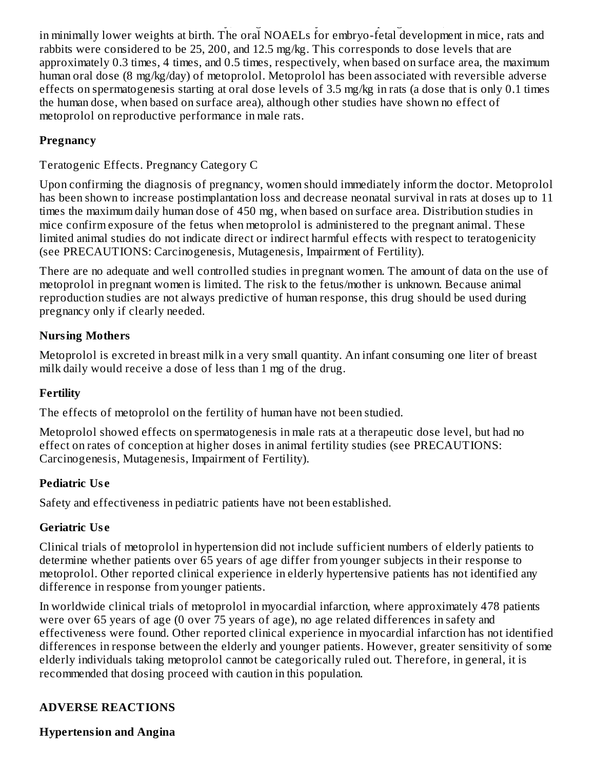in minimally lower weights at birth. The oral NOAELs for embryo-fetal development in mice, rats and rabbits were considered to be 25, 200, and 12.5 mg/kg. This corresponds to dose levels that are approximately 0.3 times, 4 times, and 0.5 times, respectively, when based on surface area, the maximum human oral dose (8 mg/kg/day) of metoprolol. Metoprolol has been associated with reversible adverse effects on spermatogenesis starting at oral dose levels of 3.5 mg/kg in rats (a dose that is only 0.1 times the human dose, when based on surface area), although other studies have shown no effect of metoprolol on reproductive performance in male rats.

**Pregnancy**

Teratogenic Effects. Pregnancy Category C

Upon confirming the diagnosis of pregnancy, women should immediately inform the doctor. Metoprolol has been shown to increase postimplantation loss and decrease neonatal survival in rats at doses up to 11 times the maximum daily human dose of 450 mg, when based on surface area. Distribution studies in mice confirm exposure of the fetus when metoprolol is administered to the pregnant animal. These limited animal studies do not indicate direct or indirect harmful effects with respect to teratogenicity (see PRECAUTIONS: Carcinogenesis, Mutagenesis, Impairment of Fertility).

There are no adequate and well controlled studies in pregnant women. The amount of data on the use of metoprolol in pregnant women is limited. The risk to the fetus/mother is unknown. Because animal reproduction studies are not always predictive of human response, this drug should be used during pregnancy only if clearly needed.

**Nursing Mothers**

Metoprolol is excreted in breast milk in a very small quantity. An infant consuming one liter of breast milk daily would receive a dose of less than 1 mg of the drug.

**Fertility**

The effects of metoprolol on the fertility of human have not been studied.

Metoprolol showed effects on spermatogenesis in male rats at a therapeutic dose level, but had no effect on rates of conception at higher doses in animal fertility studies (see PRECAUTIONS: Carcinogenesis, Mutagenesis, Impairment of Fertility).

**Pediatric Use**

Safety and effectiveness in pediatric patients have not been established.

**Geriatric Use**

Clinical trials of metoprolol in hypertension did not include sufficient numbers of elderly patients to determine whether patients over 65 years of age differ from younger subjects in their response to metoprolol. Other reported clinical experience in elderly hypertensive patients has not identified any difference in response from younger patients.

In worldwide clinical trials of metoprolol in myocardial infarction, where approximately 478 patients were over 65 years of age (0 over 75 years of age), no age related differences in safety and effectiveness were found. Other reported clinical experience in myocardial infarction has not identified differences in response between the elderly and younger patients. However, greater sensitivity of some elderly individuals taking metoprolol cannot be categorically ruled out. Therefore, in general, it is recommended that dosing proceed with caution in this population.

## ADVERSE REACTIONS

**Hypertension and Angina**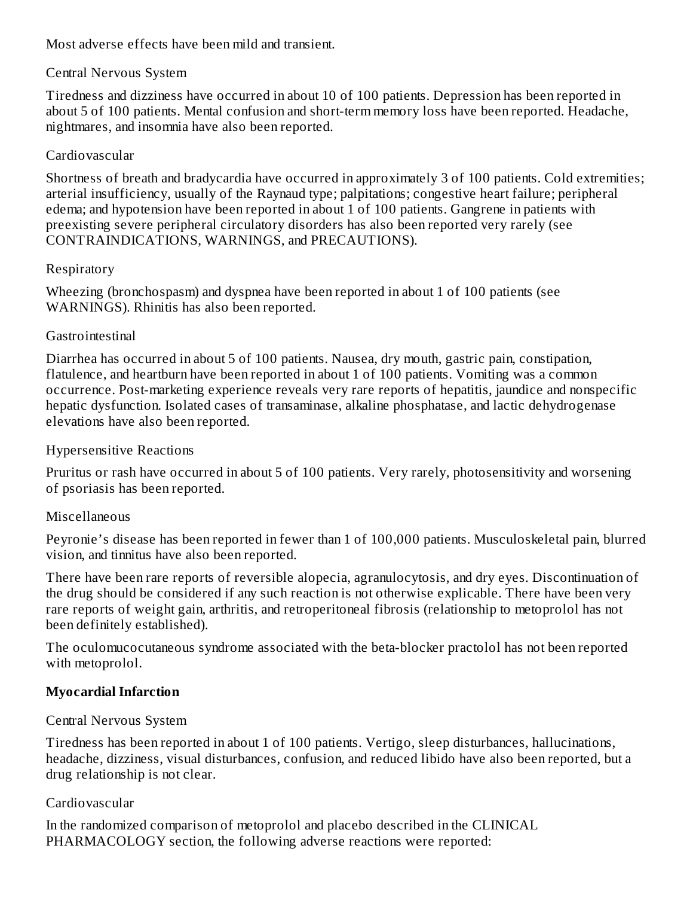Most adverse effects have been mild and transient.

Central Nervous System

Tiredness and dizziness have occurred in about 10 of 100 patients. Depression has been reported in about 5 of 100 patients. Mental confusion and short-term memory loss have been reported. Headache, nightmares, and insomnia have also been reported.

Cardiovascular

Shortness of breath and bradycardia have occurred in approximately 3 of 100 patients. Cold extremities; arterial insufficiency, usually of the Raynaud type; palpitations; congestive heart failure; peripheral edema; and hypotension have been reported in about 1 of 100 patients. Gangrene in patients with preexisting severe peripheral circulatory disorders has also been reported very rarely (see CONTRAINDICATIONS, WARNINGS, and PRECAUTIONS).

Respiratory

Wheezing (bronchospasm) and dyspnea have been reported in about 1 of 100 patients (see WARNINGS). Rhinitis has also been reported.

Gastrointestinal

Diarrhea has occurred in about 5 of 100 patients. Nausea, dry mouth, gastric pain, constipation, flatulence, and heartburn have been reported in about 1 of 100 patients. Vomiting was a common occurrence. Post-marketing experience reveals very rare reports of hepatitis, jaundice and nonspecific hepatic dysfunction. Isolated cases of transaminase, alkaline phosphatase, and lactic dehydrogenase elevations have also been reported.

Hypersensitive Reactions

Pruritus or rash have occurred in about 5 of 100 patients. Very rarely, photosensitivity and worsening of psoriasis has been reported.

Miscellaneous

Peyronie's disease has been reported in fewer than 1 of 100,000 patients. Musculoskeletal pain, blurred vision, and tinnitus have also been reported.

There have been rare reports of reversible alopecia, agranulocytosis, and dry eyes. Discontinuation of the drug should be considered if any such reaction is not otherwise explicable. There have been very rare reports of weight gain, arthritis, and retroperitoneal fibrosis (relationship to metoprolol has not been definitely established).

The oculomucocutaneous syndrome associated with the beta-blocker practolol has not been reported with metoprolol.

**Myocardial Infarction**

Central Nervous System

Tiredness has been reported in about 1 of 100 patients. Vertigo, sleep disturbances, hallucinations, headache, dizziness, visual disturbances, confusion, and reduced libido have also been reported, but a drug relationship is not clear.

Cardiovascular

In the randomized comparison of metoprolol and placebo described in the CLINICAL PHARMACOLOGY section, the following adverse reactions were reported: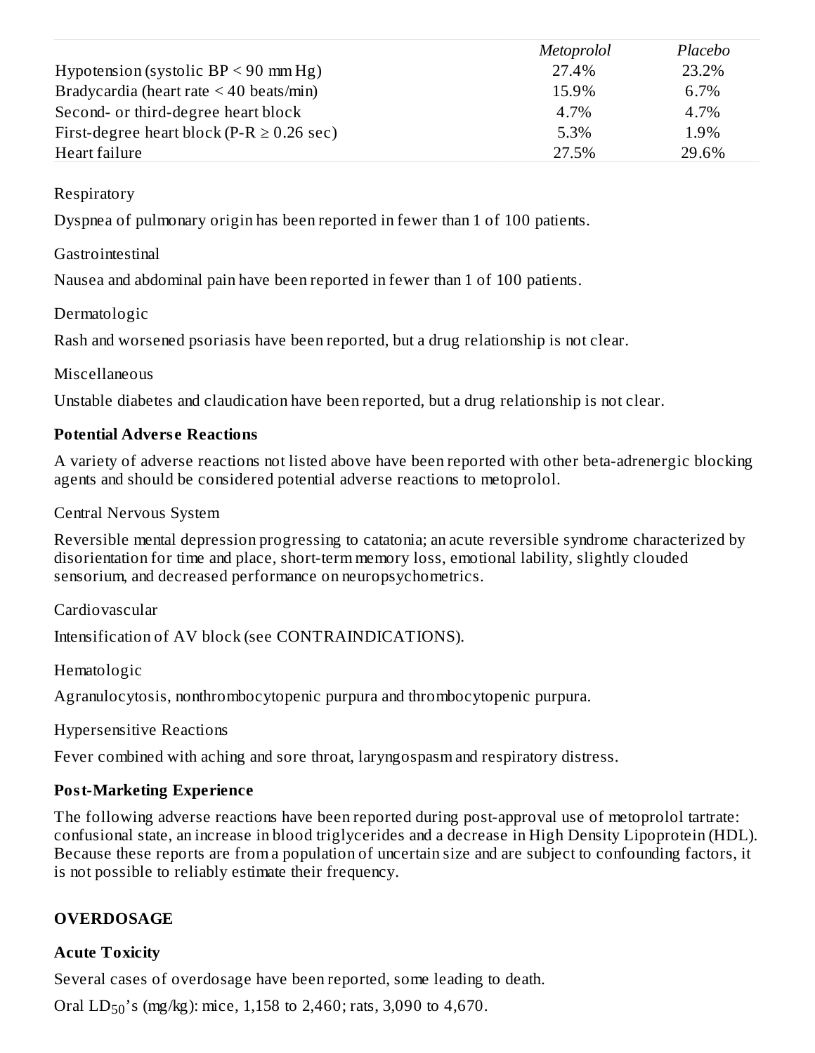| | *Metoprolol* | *Placebo* |
|---|---|---|
| Hypotension (systolic BP < 90 mm Hg) | 27.4% | 23.2% |
| Bradycardia (heart rate < 40 beats/min) | 15.9% | 6.7% |
| Second- or third-degree heart block | 4.7% | 4.7% |
| First-degree heart block (P-R ≥ 0.26 sec) | 5.3% | 1.9% |
| Heart failure | 27.5% | 29.6% |

Respiratory

Dyspnea of pulmonary origin has been reported in fewer than 1 of 100 patients.

Gastrointestinal

Nausea and abdominal pain have been reported in fewer than 1 of 100 patients.

Dermatologic

Rash and worsened psoriasis have been reported, but a drug relationship is not clear.

Miscellaneous

Unstable diabetes and claudication have been reported, but a drug relationship is not clear.

**Potential Adverse Reactions**

A variety of adverse reactions not listed above have been reported with other beta-adrenergic blocking agents and should be considered potential adverse reactions to metoprolol.

Central Nervous System

Reversible mental depression progressing to catatonia; an acute reversible syndrome characterized by disorientation for time and place, short-term memory loss, emotional lability, slightly clouded sensorium, and decreased performance on neuropsychometrics.

Cardiovascular

Intensification of AV block (see CONTRAINDICATIONS).

Hematologic

Agranulocytosis, nonthrombocytopenic purpura and thrombocytopenic purpura.

Hypersensitive Reactions

Fever combined with aching and sore throat, laryngospasm and respiratory distress.

**Post-Marketing Experience**

The following adverse reactions have been reported during post-approval use of metoprolol tartrate: confusional state, an increase in blood triglycerides and a decrease in High Density Lipoprotein (HDL). Because these reports are from a population of uncertain size and are subject to confounding factors, it is not possible to reliably estimate their frequency.

## OVERDOSAGE

**Acute Toxicity**

Several cases of overdosage have been reported, some leading to death.

Oral $LD_{50}$'s (mg/kg): mice, 1,158 to 2,460; rats, 3,090 to 4,670.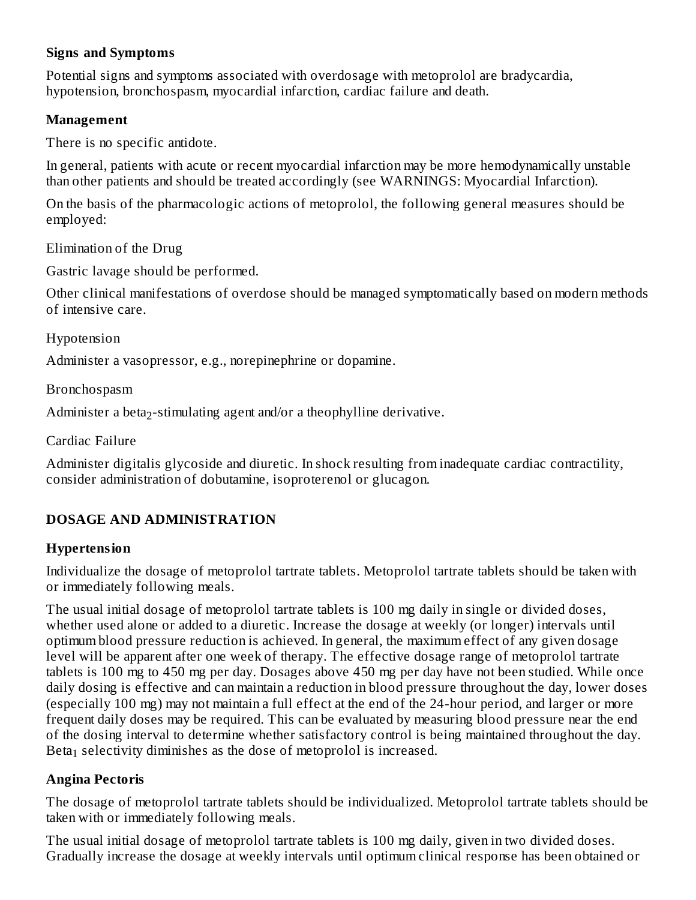### Signs and Symptoms

Potential signs and symptoms associated with overdosage with metoprolol are bradycardia, hypotension, bronchospasm, myocardial infarction, cardiac failure and death.

### Management

There is no specific antidote.

In general, patients with acute or recent myocardial infarction may be more hemodynamically unstable than other patients and should be treated accordingly (see WARNINGS: Myocardial Infarction).

On the basis of the pharmacologic actions of metoprolol, the following general measures should be employed:

Elimination of the Drug

Gastric lavage should be performed.

Other clinical manifestations of overdose should be managed symptomatically based on modern methods of intensive care.

Hypotension

Administer a vasopressor, e.g., norepinephrine or dopamine.

Bronchospasm

Administer a $beta_2$-stimulating agent and/or a theophylline derivative.

Cardiac Failure

Administer digitalis glycoside and diuretic. In shock resulting from inadequate cardiac contractility, consider administration of dobutamine, isoproterenol or glucagon.

## DOSAGE AND ADMINISTRATION

### Hypertension

Individualize the dosage of metoprolol tartrate tablets. Metoprolol tartrate tablets should be taken with or immediately following meals.

The usual initial dosage of metoprolol tartrate tablets is 100 mg daily in single or divided doses, whether used alone or added to a diuretic. Increase the dosage at weekly (or longer) intervals until optimum blood pressure reduction is achieved. In general, the maximum effect of any given dosage level will be apparent after one week of therapy. The effective dosage range of metoprolol tartrate tablets is 100 mg to 450 mg per day. Dosages above 450 mg per day have not been studied. While once daily dosing is effective and can maintain a reduction in blood pressure throughout the day, lower doses (especially 100 mg) may not maintain a full effect at the end of the 24-hour period, and larger or more frequent daily doses may be required. This can be evaluated by measuring blood pressure near the end of the dosing interval to determine whether satisfactory control is being maintained throughout the day. $Beta_1$ selectivity diminishes as the dose of metoprolol is increased.

### Angina Pectoris

The dosage of metoprolol tartrate tablets should be individualized. Metoprolol tartrate tablets should be taken with or immediately following meals.

The usual initial dosage of metoprolol tartrate tablets is 100 mg daily, given in two divided doses. Gradually increase the dosage at weekly intervals until optimum clinical response has been obtained or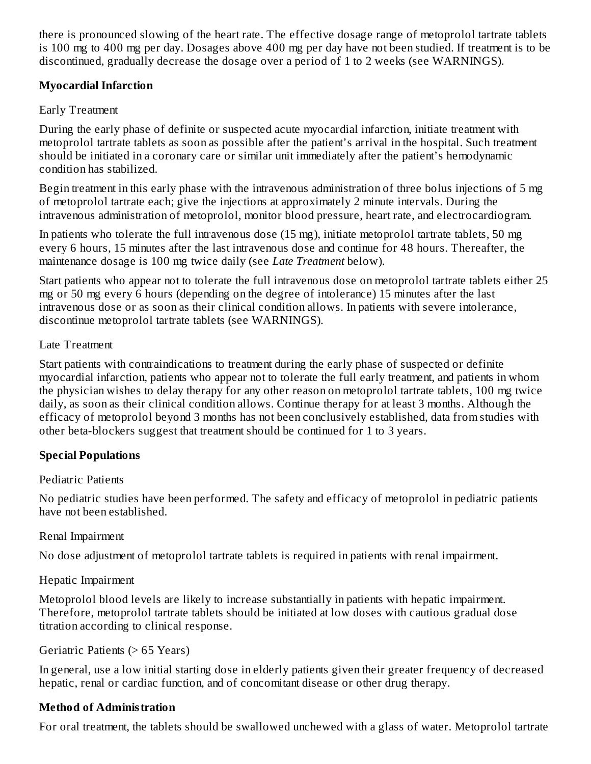there is pronounced slowing of the heart rate. The effective dosage range of metoprolol tartrate tablets is 100 mg to 400 mg per day. Dosages above 400 mg per day have not been studied. If treatment is to be discontinued, gradually decrease the dosage over a period of 1 to 2 weeks (see WARNINGS).

**Myocardial Infarction**

Early Treatment

During the early phase of definite or suspected acute myocardial infarction, initiate treatment with metoprolol tartrate tablets as soon as possible after the patient's arrival in the hospital. Such treatment should be initiated in a coronary care or similar unit immediately after the patient's hemodynamic condition has stabilized.

Begin treatment in this early phase with the intravenous administration of three bolus injections of 5 mg of metoprolol tartrate each; give the injections at approximately 2 minute intervals. During the intravenous administration of metoprolol, monitor blood pressure, heart rate, and electrocardiogram.

In patients who tolerate the full intravenous dose (15 mg), initiate metoprolol tartrate tablets, 50 mg every 6 hours, 15 minutes after the last intravenous dose and continue for 48 hours. Thereafter, the maintenance dosage is 100 mg twice daily (see *Late Treatment* below).

Start patients who appear not to tolerate the full intravenous dose on metoprolol tartrate tablets either 25 mg or 50 mg every 6 hours (depending on the degree of intolerance) 15 minutes after the last intravenous dose or as soon as their clinical condition allows. In patients with severe intolerance, discontinue metoprolol tartrate tablets (see WARNINGS).

Late Treatment

Start patients with contraindications to treatment during the early phase of suspected or definite myocardial infarction, patients who appear not to tolerate the full early treatment, and patients in whom the physician wishes to delay therapy for any other reason on metoprolol tartrate tablets, 100 mg twice daily, as soon as their clinical condition allows. Continue therapy for at least 3 months. Although the efficacy of metoprolol beyond 3 months has not been conclusively established, data from studies with other beta-blockers suggest that treatment should be continued for 1 to 3 years.

**Special Populations**

Pediatric Patients

No pediatric studies have been performed. The safety and efficacy of metoprolol in pediatric patients have not been established.

Renal Impairment

No dose adjustment of metoprolol tartrate tablets is required in patients with renal impairment.

Hepatic Impairment

Metoprolol blood levels are likely to increase substantially in patients with hepatic impairment. Therefore, metoprolol tartrate tablets should be initiated at low doses with cautious gradual dose titration according to clinical response.

Geriatric Patients (> 65 Years)

In general, use a low initial starting dose in elderly patients given their greater frequency of decreased hepatic, renal or cardiac function, and of concomitant disease or other drug therapy.

**Method of Administration**

For oral treatment, the tablets should be swallowed unchewed with a glass of water. Metoprolol tartrate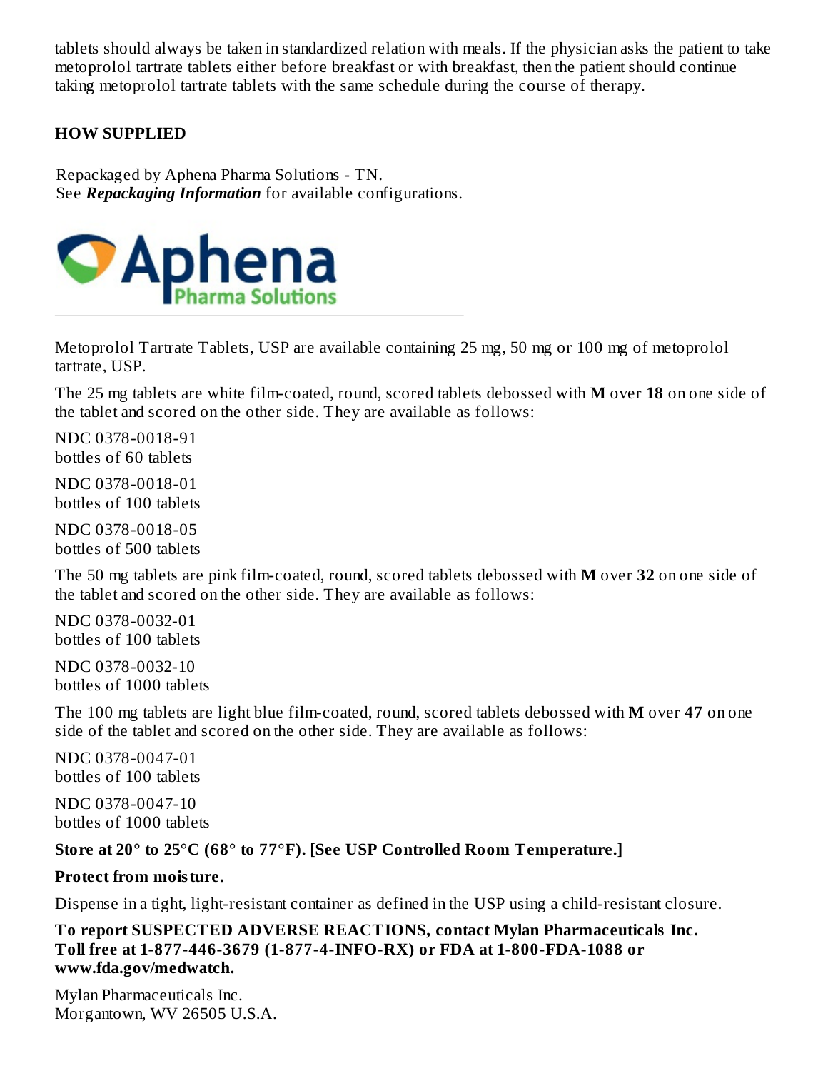tablets should always be taken in standardized relation with meals. If the physician asks the patient to take metoprolol tartrate tablets either before breakfast or with breakfast, then the patient should continue taking metoprolol tartrate tablets with the same schedule during the course of therapy.

## HOW SUPPLIED

Repackaged by Aphena Pharma Solutions - TN.
See ***Repackaging Information*** for available configurations.

Metoprolol Tartrate Tablets, USP are available containing 25 mg, 50 mg or 100 mg of metoprolol tartrate, USP.

The 25 mg tablets are white film-coated, round, scored tablets debossed with **M** over **18** on one side of the tablet and scored on the other side. They are available as follows:

NDC 0378-0018-91
bottles of 60 tablets

NDC 0378-0018-01
bottles of 100 tablets

NDC 0378-0018-05
bottles of 500 tablets

The 50 mg tablets are pink film-coated, round, scored tablets debossed with **M** over **32** on one side of the tablet and scored on the other side. They are available as follows:

NDC 0378-0032-01
bottles of 100 tablets

NDC 0378-0032-10
bottles of 1000 tablets

The 100 mg tablets are light blue film-coated, round, scored tablets debossed with **M** over **47** on one side of the tablet and scored on the other side. They are available as follows:

NDC 0378-0047-01
bottles of 100 tablets

NDC 0378-0047-10
bottles of 1000 tablets

**Store at 20° to 25°C (68° to 77°F). [See USP Controlled Room Temperature.]**

**Protect from moisture.**

Dispense in a tight, light-resistant container as defined in the USP using a child-resistant closure.

**To report SUSPECTED ADVERSE REACTIONS, contact Mylan Pharmaceuticals Inc. Toll free at 1-877-446-3679 (1-877-4-INFO-RX) or FDA at 1-800-FDA-1088 or www.fda.gov/medwatch.**

Mylan Pharmaceuticals Inc.
Morgantown, WV 26505 U.S.A.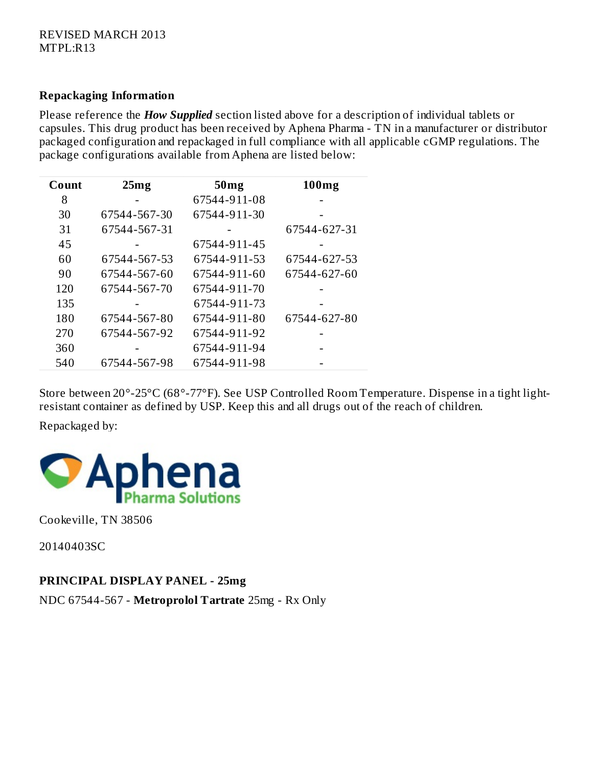REVISED MARCH 2013
MTPL:R13

## Repackaging Information

Please reference the ***How Supplied*** section listed above for a description of individual tablets or capsules. This drug product has been received by Aphena Pharma - TN in a manufacturer or distributor packaged configuration and repackaged in full compliance with all applicable cGMP regulations. The package configurations available from Aphena are listed below:

| Count | 25mg | 50mg | 100mg |
|---|---|---|---|
| 8 | - | 67544-911-08 | - |
| 30 | 67544-567-30 | 67544-911-30 | - |
| 31 | 67544-567-31 | - | 67544-627-31 |
| 45 | - | 67544-911-45 | - |
| 60 | 67544-567-53 | 67544-911-53 | 67544-627-53 |
| 90 | 67544-567-60 | 67544-911-60 | 67544-627-60 |
| 120 | 67544-567-70 | 67544-911-70 | - |
| 135 | - | 67544-911-73 | - |
| 180 | 67544-567-80 | 67544-911-80 | 67544-627-80 |
| 270 | 67544-567-92 | 67544-911-92 | - |
| 360 | - | 67544-911-94 | - |
| 540 | 67544-567-98 | 67544-911-98 | - |

Store between 20°-25°C (68°-77°F). See USP Controlled Room Temperature. Dispense in a tight light-resistant container as defined by USP. Keep this and all drugs out of the reach of children.

Repackaged by:

Aphena Pharma Solutions

Cookeville, TN 38506

20140403SC

## PRINCIPAL DISPLAY PANEL - 25mg

NDC 67544-567 - **Metroprolol Tartrate** 25mg - Rx Only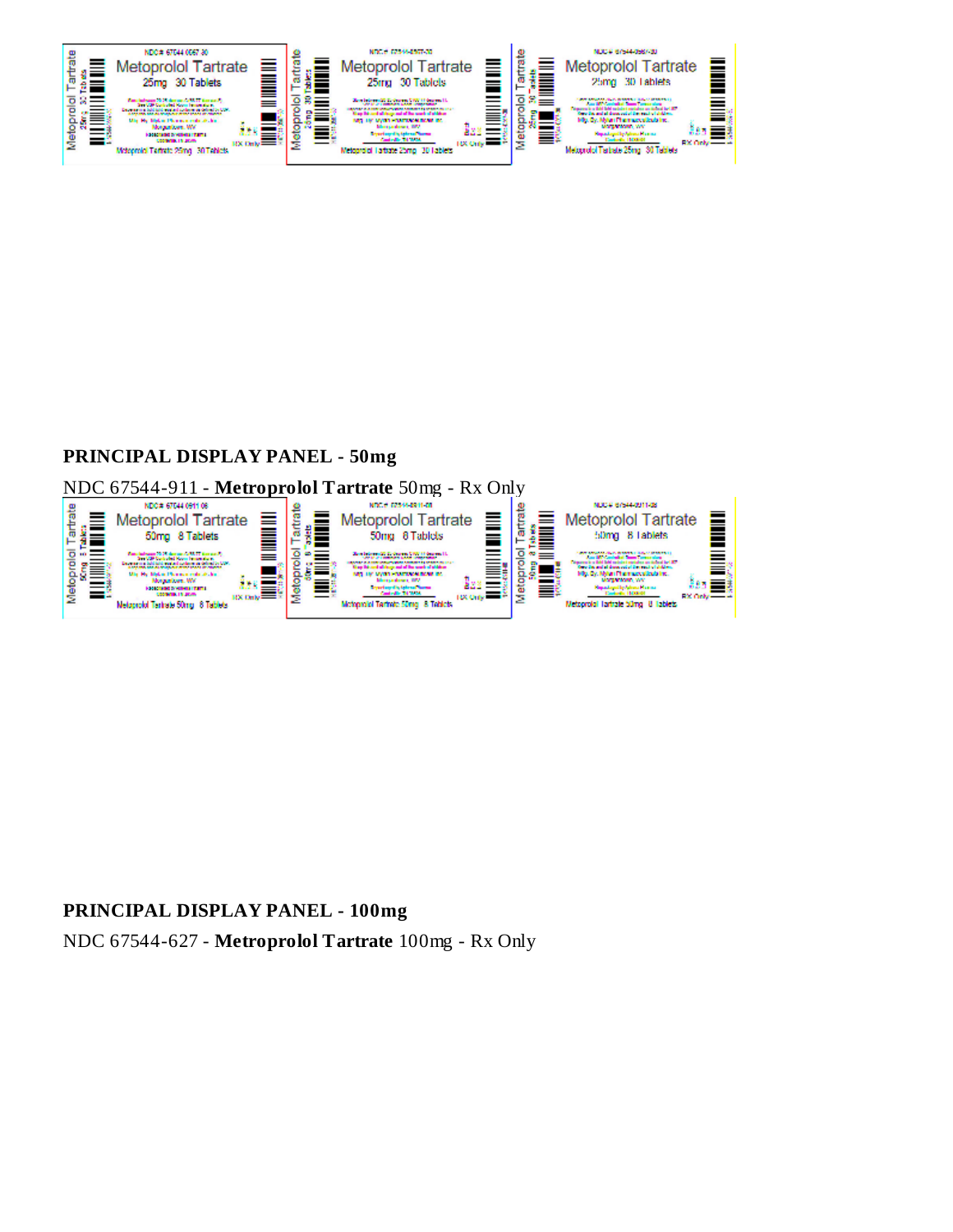## PRINCIPAL DISPLAY PANEL - 50mg

NDC 67544-911 - **Metroprolol Tartrate** 50mg - Rx Only

## PRINCIPAL DISPLAY PANEL - 100mg

NDC 67544-627 - **Metroprolol Tartrate** 100mg - Rx Only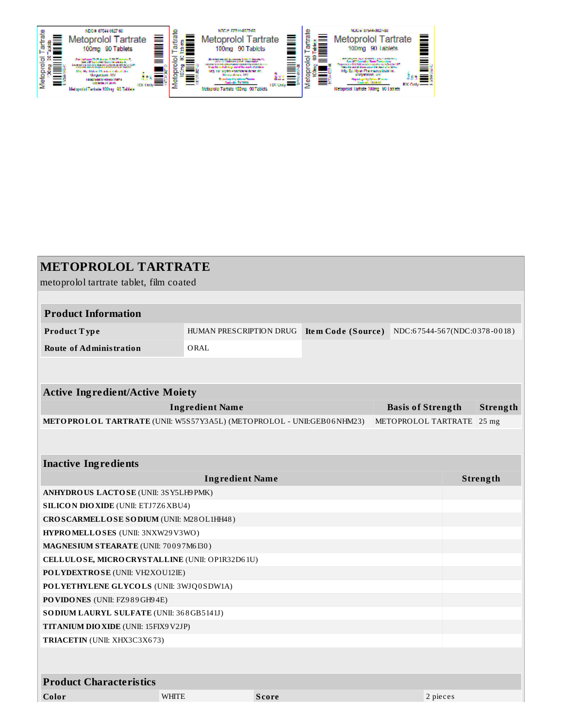# METOPROLOL TARTRATE

metoprolol tartrate tablet, film coated

| Product Information | | | |
|---|---|---|---|
| **Product Type** | HUMAN PRESCRIPTION DRUG | **Item Code (Source)** | NDC:67544-567(NDC:0378-0018) |
| **Route of Administration** | ORAL | | |

| Active Ingredient/Active Moiety | | |
|---|---|---|
| **Ingredient Name** | **Basis of Strength** | **Strength** |
| **METOPROLOL TARTRATE** (UNII: W5S57Y3A5L) (METOPROLOL - UNII:GEB06NHM23) | METOPROLOL TARTRATE | 25 mg |

| Inactive Ingredients | |
|---|---|
| **Ingredient Name** | **Strength** |
| **ANHYDROUS LACTOSE** (UNII: 3SY5LH9PMK) | |
| **SILICON DIOXIDE** (UNII: ETJ7Z6XBU4) | |
| **CROSCARMELLOSE SODIUM** (UNII: M28OL1HH48) | |
| **HYPROMELLOSES** (UNII: 3NXW29V3WO) | |
| **MAGNESIUM STEARATE** (UNII: 70097M6I30) | |
| **CELLULOSE, MICROCRYSTALLINE** (UNII: OP1R32D61U) | |
| **POLYDEXTROSE** (UNII: VH2XOU12IE) | |
| **POLYETHYLENE GLYCOLS** (UNII: 3WJQ0SDW1A) | |
| **POVIDONES** (UNII: FZ989GH94E) | |
| **SODIUM LAURYL SULFATE** (UNII: 368GB5141J) | |
| **TITANIUM DIOXIDE** (UNII: 15FIX9V2JP) | |
| **TRIACETIN** (UNII: XHX3C3X673) | |

| Product Characteristics | | | |
|---|---|---|---|
| **Color** | WHITE | **Score** | 2 pieces |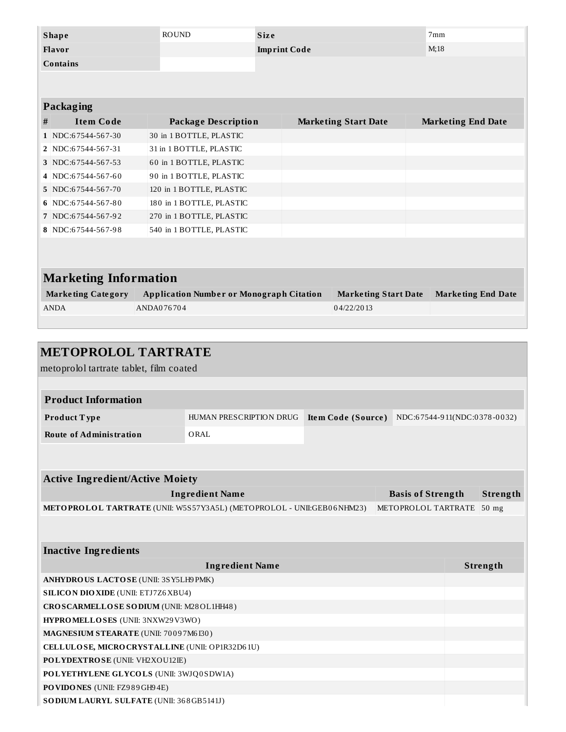| Shape | ROUND | Size | 7mm |
| --- | --- | --- | --- |
| Flavor | | Imprint Code | M;18 |
| Contains | | | |

### Packaging

| # | Item Code | Package Description | Marketing Start Date | Marketing End Date |
| --- | --- | --- | --- | --- |
| 1 | NDC:67544-567-30 | 30 in 1 BOTTLE, PLASTIC | | |
| 2 | NDC:67544-567-31 | 31 in 1 BOTTLE, PLASTIC | | |
| 3 | NDC:67544-567-53 | 60 in 1 BOTTLE, PLASTIC | | |
| 4 | NDC:67544-567-60 | 90 in 1 BOTTLE, PLASTIC | | |
| 5 | NDC:67544-567-70 | 120 in 1 BOTTLE, PLASTIC | | |
| 6 | NDC:67544-567-80 | 180 in 1 BOTTLE, PLASTIC | | |
| 7 | NDC:67544-567-92 | 270 in 1 BOTTLE, PLASTIC | | |
| 8 | NDC:67544-567-98 | 540 in 1 BOTTLE, PLASTIC | | |

## Marketing Information

| Marketing Category | Application Number or Monograph Citation | Marketing Start Date | Marketing End Date |
| --- | --- | --- | --- |
| ANDA | ANDA076704 | 04/22/2013 | |

# METOPROLOL TARTRATE

metoprolol tartrate tablet, film coated

### Product Information

| Product Type | HUMAN PRESCRIPTION DRUG | Item Code (Source) | NDC:67544-911(NDC:0378-0032) |
| --- | --- | --- | --- |
| Route of Administration | ORAL | | |

### Active Ingredient/Active Moiety

| Ingredient Name | Basis of Strength | Strength |
| --- | --- | --- |
| **METOPROLOL TARTRATE** (UNII: W5S57Y3A5L) (METOPROLOL - UNII:GEB06NHM23) | METOPROLOL TARTRATE | 50 mg |

### Inactive Ingredients

| Ingredient Name | Strength |
| --- | --- |
| **ANHYDROUS LACTOSE** (UNII: 3SY5LH9PMK) | |
| **SILICON DIOXIDE** (UNII: ETJ7Z6XBU4) | |
| **CROSCARMELLOSE SODIUM** (UNII: M28OL1HH48) | |
| **HYPROMELLOSES** (UNII: 3NXW29V3WO) | |
| **MAGNESIUM STEARATE** (UNII: 70097M6I30) | |
| **CELLULOSE, MICROCRYSTALLINE** (UNII: OP1R32D61U) | |
| **POLYDEXTROSE** (UNII: VH2XOU12IE) | |
| **POLYETHYLENE GLYCOLS** (UNII: 3WJQ0SDW1A) | |
| **POVIDONES** (UNII: FZ989GH94E) | |
| **SODIUM LAURYL SULFATE** (UNII: 368GB5141J) | |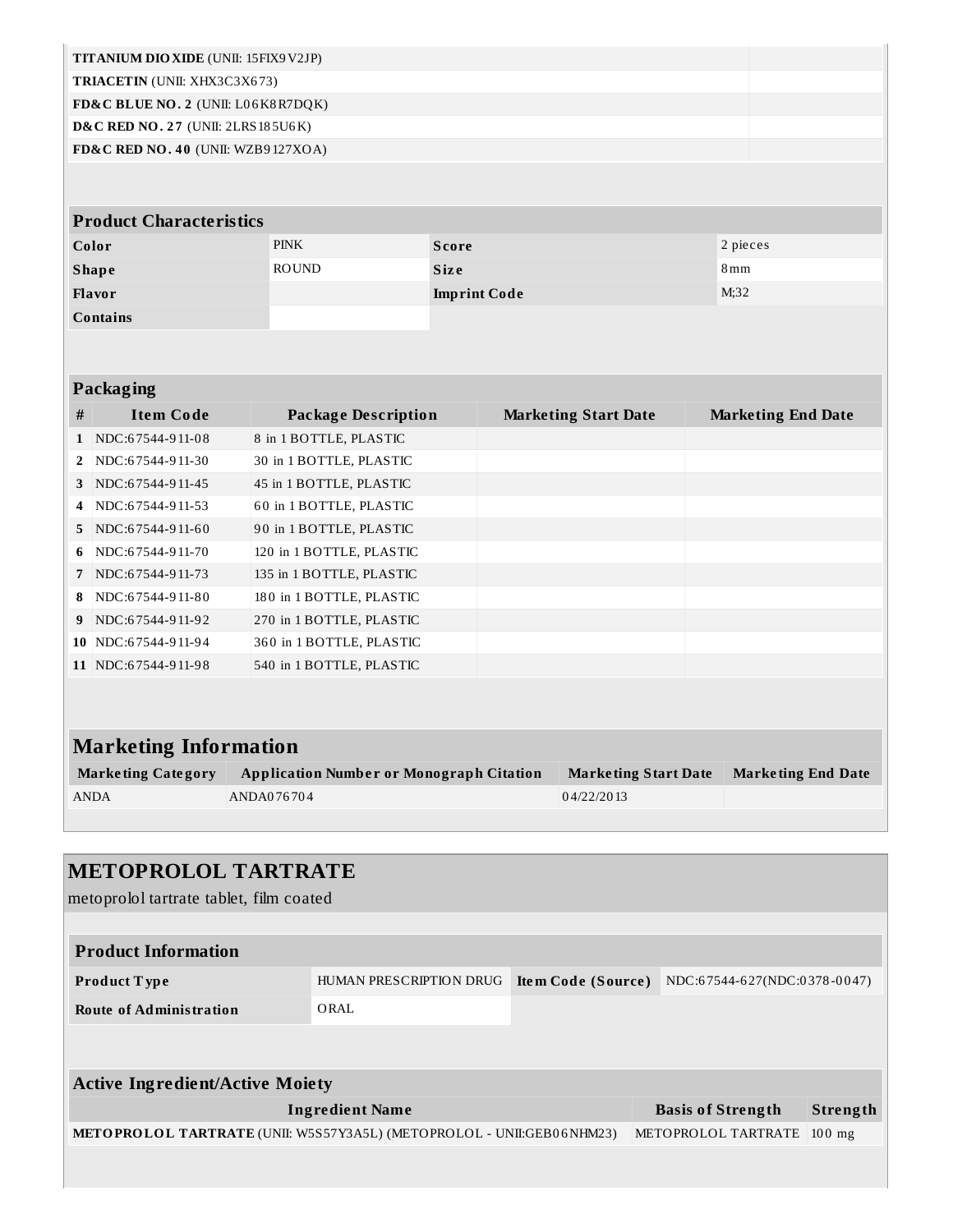| | |
|---|---|
| **TITANIUM DIOXIDE** (UNII: 15FIX9V2JP) | |
| **TRIACETIN** (UNII: XHX3C3X673) | |
| **FD&C BLUE NO. 2** (UNII: L06K8R7DQK) | |
| **D&C RED NO. 27** (UNII: 2LRS185U6K) | |
| **FD&C RED NO. 40** (UNII: WZB9127XOA) | |

| Product Characteristics | | | |
|---|---|---|---|
| **Color** | PINK | **Score** | 2 pieces |
| **Shape** | ROUND | **Size** | 8mm |
| **Flavor** | | **Imprint Code** | M;32 |
| **Contains** | | | |

**Packaging**

| # | Item Code | Package Description | Marketing Start Date | Marketing End Date |
|---|---|---|---|---|
| 1 | NDC:67544-911-08 | 8 in 1 BOTTLE, PLASTIC | | |
| 2 | NDC:67544-911-30 | 30 in 1 BOTTLE, PLASTIC | | |
| 3 | NDC:67544-911-45 | 45 in 1 BOTTLE, PLASTIC | | |
| 4 | NDC:67544-911-53 | 60 in 1 BOTTLE, PLASTIC | | |
| 5 | NDC:67544-911-60 | 90 in 1 BOTTLE, PLASTIC | | |
| 6 | NDC:67544-911-70 | 120 in 1 BOTTLE, PLASTIC | | |
| 7 | NDC:67544-911-73 | 135 in 1 BOTTLE, PLASTIC | | |
| 8 | NDC:67544-911-80 | 180 in 1 BOTTLE, PLASTIC | | |
| 9 | NDC:67544-911-92 | 270 in 1 BOTTLE, PLASTIC | | |
| 10 | NDC:67544-911-94 | 360 in 1 BOTTLE, PLASTIC | | |
| 11 | NDC:67544-911-98 | 540 in 1 BOTTLE, PLASTIC | | |

## Marketing Information

| Marketing Category | Application Number or Monograph Citation | Marketing Start Date | Marketing End Date |
|---|---|---|---|
| ANDA | ANDA076704 | 04/22/2013 | |

## METOPROLOL TARTRATE

metoprolol tartrate tablet, film coated

| Product Information | | | |
|---|---|---|---|
| **Product Type** | HUMAN PRESCRIPTION DRUG | **Item Code (Source)** | NDC:67544-627(NDC:0378-0047) |
| **Route of Administration** | ORAL | | |

**Active Ingredient/Active Moiety**

| Ingredient Name | Basis of Strength | Strength |
|---|---|---|
| **METOPROLOL TARTRATE** (UNII: W5S57Y3A5L) (METOPROLOL - UNII:GEB06NHM23) | METOPROLOL TARTRATE | 100 mg |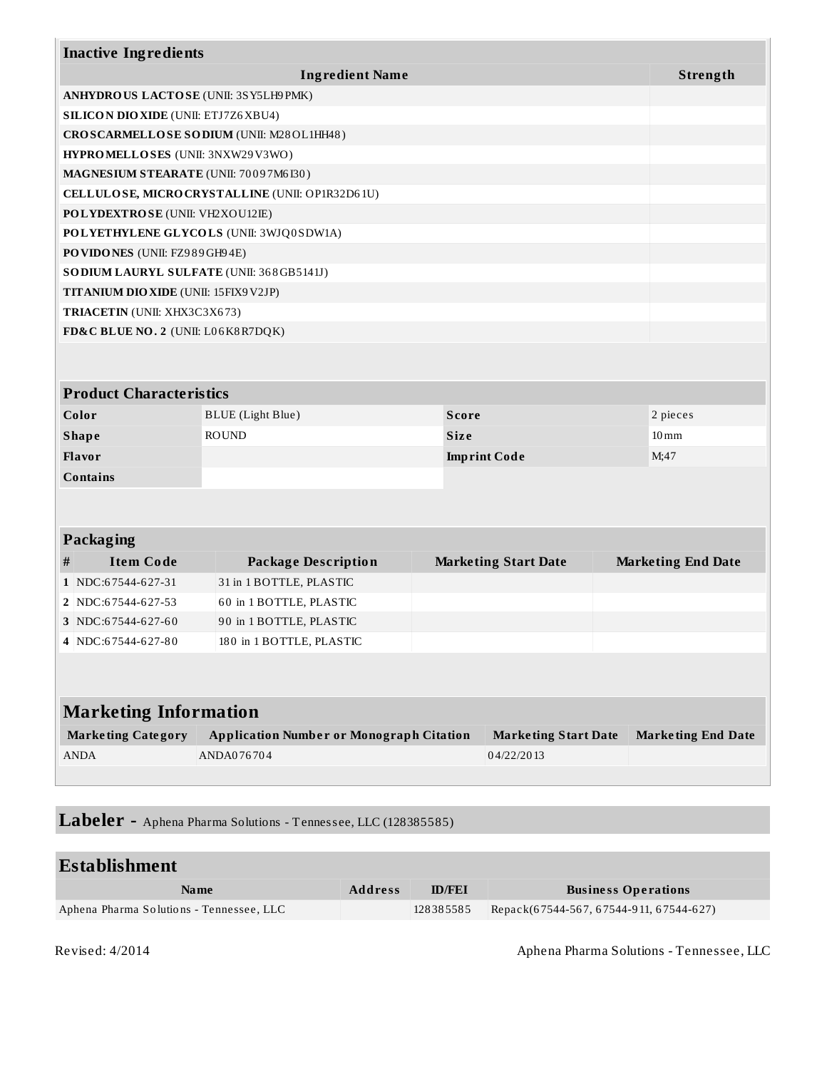| Inactive Ingredients | |
|---|---|
| **Ingredient Name** | **Strength** |
| **ANHYDROUS LACTOSE** (UNII: 3SY5LH9PMK) | |
| **SILICON DIOXIDE** (UNII: ETJ7Z6XBU4) | |
| **CROSCARMELLOSE SODIUM** (UNII: M28OL1HH48) | |
| **HYPROMELLOSES** (UNII: 3NXW29V3WO) | |
| **MAGNESIUM STEARATE** (UNII: 70097M6I30) | |
| **CELLULOSE, MICROCRYSTALLINE** (UNII: OP1R32D61U) | |
| **POLYDEXTROSE** (UNII: VH2XOU12IE) | |
| **POLYETHYLENE GLYCOLS** (UNII: 3WJQ0SDW1A) | |
| **POVIDONES** (UNII: FZ989GH94E) | |
| **SODIUM LAURYL SULFATE** (UNII: 368GB5141J) | |
| **TITANIUM DIOXIDE** (UNII: 15FIX9V2JP) | |
| **TRIACETIN** (UNII: XHX3C3X673) | |
| **FD&C BLUE NO. 2** (UNII: L06K8R7DQK) | |

| Product Characteristics | | | |
|---|---|---|---|
| **Color** | BLUE (Light Blue) | **Score** | 2 pieces |
| **Shape** | ROUND | **Size** | 10mm |
| **Flavor** | | **Imprint Code** | M;47 |
| **Contains** | | | |

| Packaging | | | | |
|---|---|---|---|---|
| **#** | **Item Code** | **Package Description** | **Marketing Start Date** | **Marketing End Date** |
| 1 | NDC:67544-627-31 | 31 in 1 BOTTLE, PLASTIC | | |
| 2 | NDC:67544-627-53 | 60 in 1 BOTTLE, PLASTIC | | |
| 3 | NDC:67544-627-60 | 90 in 1 BOTTLE, PLASTIC | | |
| 4 | NDC:67544-627-80 | 180 in 1 BOTTLE, PLASTIC | | |

## Marketing Information

| Marketing Category | Application Number or Monograph Citation | Marketing Start Date | Marketing End Date |
|---|---|---|---|
| ANDA | ANDA076704 | 04/22/2013 | |

## Labeler - Aphena Pharma Solutions - Tennessee, LLC (128385585)

## Establishment

| Name | Address | ID/FEI | Business Operations |
|---|---|---|---|
| Aphena Pharma Solutions - Tennessee, LLC | | 128385585 | Repack(67544-567, 67544-911, 67544-627) |

Revised: 4/2014

Aphena Pharma Solutions - Tennessee, LLC